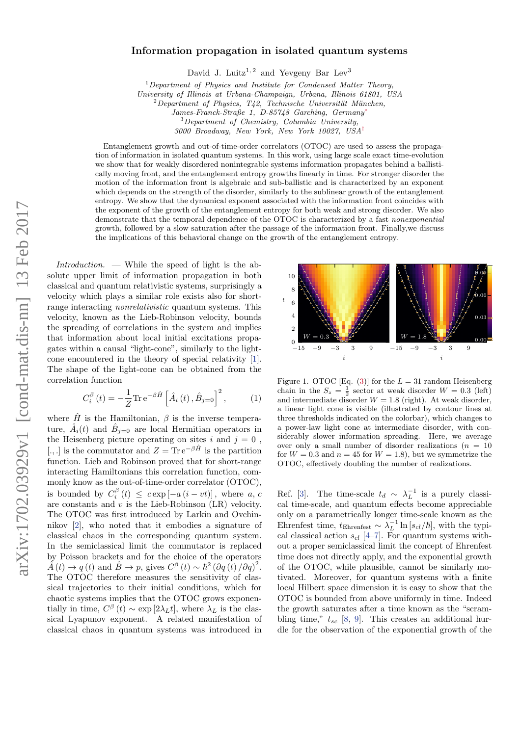# Information propagation in isolated quantum systems

David J. Luitz[1,2] and Yevgeny Bar Lev[3]

[1] *Department of Physics and Institute for Condensed Matter Theory, University of Illinois at Urbana-Champaign, Urbana, Illinois 61801, USA*
[2] *Department of Physics, T42, Technische Universität München, James-Franck-Straße 1, D-85748 Garching, Germany*
[3] *Department of Chemistry, Columbia University, 3000 Broadway, New York, New York 10027, USA*

Entanglement growth and out-of-time-order correlators (OTOC) are used to assess the propagation of information in isolated quantum systems. In this work, using large scale exact time-evolution we show that for weakly disordered nonintegrable systems information propagates behind a ballistically moving front, and the entanglement entropy growths linearly in time. For stronger disorder the motion of the information front is algebraic and sub-ballistic and is characterized by an exponent which depends on the strength of the disorder, similarly to the sublinear growth of the entanglement entropy. We show that the dynamical exponent associated with the information front coincides with the exponent of the growth of the entanglement entropy for both weak and strong disorder. We also demonstrate that the temporal dependence of the OTOC is characterized by a fast *nonexponential* growth, followed by a slow saturation after the passage of the information front. Finally,we discuss the implications of this behavioral change on the growth of the entanglement entropy.

*Introduction.* — While the speed of light is the absolute upper limit of information propagation in both classical and quantum relativistic systems, surprisingly a velocity which plays a similar role exists also for short-range interacting *nonrelativistic* quantum systems. This velocity, known as the Lieb-Robinson velocity, bounds the spreading of correlations in the system and implies that information about local initial excitations propagates within a causal "light-cone", similarly to the light-cone encountered in the theory of special relativity [1]. The shape of the light-cone can be obtained from the correlation function

$$C_i^{\beta}(t) = -\frac{1}{Z}\mathrm{Tr}\,\mathrm{e}^{-\beta\hat{H}}\left[\hat{A}_i(t), \hat{B}_{j=0}\right]^2, \tag{1}$$

where $\hat{H}$ is the Hamiltonian, $\beta$ is the inverse temperature, $\hat{A}_i(t)$ and $\hat{B}_{j=0}$ are local Hermitian operators in the Heisenberg picture operating on sites $i$ and $j = 0$ , $[.,.]$ is the commutator and $Z = \mathrm{Tr}\,\mathrm{e}^{-\beta\hat{H}}$ is the partition function. Lieb and Robinson proved that for short-range interacting Hamiltonians this correlation function, commonly know as the out-of-time-order correlator (OTOC), is bounded by $C_i^{\beta}(t) \leq c\exp[-a(i - vt)]$, where $a$, $c$ are constants and $v$ is the Lieb-Robinson (LR) velocity. The OTOC was first introduced by Larkin and Ovchinnikov [2], who noted that it embodies a signature of classical chaos in the corresponding quantum system. In the semiclassical limit the commutator is replaced by Poisson brackets and for the choice of the operators $\hat{A}(t) \to q(t)$ and $\hat{B} \to p$, gives $C^{\beta}(t) \sim \hbar^2(\partial q(t)/\partial q)^2$. The OTOC therefore measures the sensitivity of classical trajectories to their initial conditions, which for chaotic systems implies that the OTOC grows exponentially in time, $C^{\beta}(t) \sim \exp[2\lambda_L t]$, where $\lambda_L$ is the classical Lyapunov exponent. A related manifestation of classical chaos in quantum systems was introduced in Ref. [3]. The time-scale $t_d \sim \lambda_L^{-1}$ is a purely classical time-scale, and quantum effects become appreciable only on a parametrically longer time-scale known as the Ehrenfest time, $t_{\mathrm{Ehrenfest}} \sim \lambda_L^{-1}\ln[s_{cl}/\hbar]$, with the typical classical action $s_{cl}$ [4–7]. For quantum systems without a proper semiclassical limit the concept of Ehrenfest time does not directly apply, and the exponential growth of the OTOC, while plausible, cannot be similarly motivated. Moreover, for quantum systems with a finite local Hilbert space dimension it is easy to show that the OTOC is bounded from above uniformly in time. Indeed the growth saturates after a time known as the "scrambling time," $t_{sc}$ [8, 9]. This creates an additional hurdle for the observation of the exponential growth of the

Figure 1. OTOC [Eq. (3)] for the $L = 31$ random Heisenberg chain in the $S_z = \frac{1}{2}$ sector at weak disorder $W = 0.3$ (left) and intermediate disorder $W = 1.8$ (right). At weak disorder, a linear light cone is visible (illustrated by contour lines at three thresholds indicated on the colorbar), which changes to a power-law light cone at intermediate disorder, with considerably slower information spreading. Here, we average over only a small number of disorder realizations ($n = 10$ for $W = 0.3$ and $n = 45$ for $W = 1.8$), but we symmetrize the OTOC, effectively doubling the number of realizations.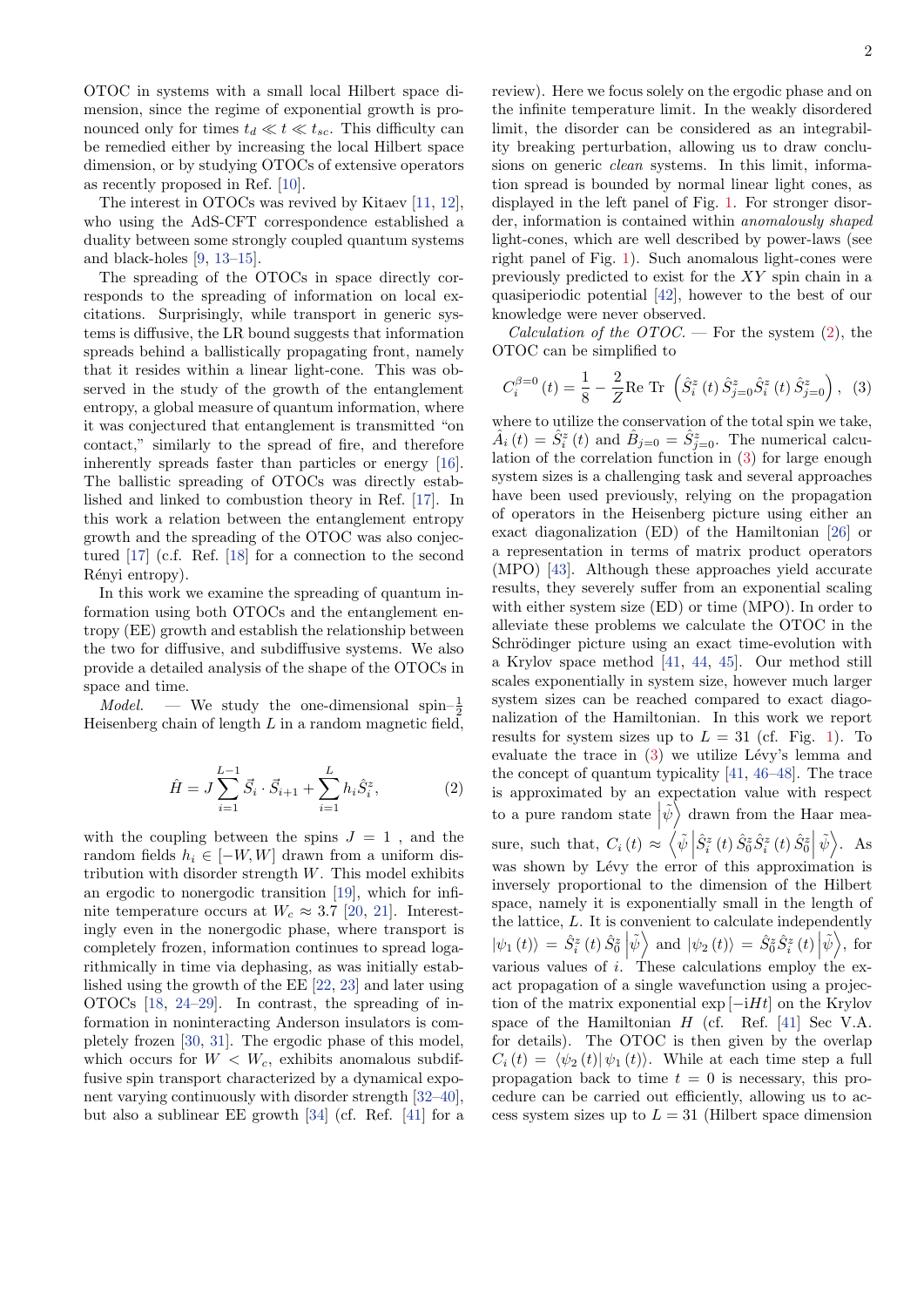OTOC in systems with a small local Hilbert space dimension, since the regime of exponential growth is pronounced only for times $t_d \ll t \ll t_{sc}$. This difficulty can be remedied either by increasing the local Hilbert space dimension, or by studying OTOCs of extensive operators as recently proposed in Ref. [10].

The interest in OTOCs was revived by Kitaev [11, 12], who using the AdS-CFT correspondence established a duality between some strongly coupled quantum systems and black-holes [9, 13–15].

The spreading of the OTOCs in space directly corresponds to the spreading of information on local excitations. Surprisingly, while transport in generic systems is diffusive, the LR bound suggests that information spreads behind a ballistically propagating front, namely that it resides within a linear light-cone. This was observed in the study of the growth of the entanglement entropy, a global measure of quantum information, where it was conjectured that entanglement is transmitted "on contact," similarly to the spread of fire, and therefore inherently spreads faster than particles or energy [16]. The ballistic spreading of OTOCs was directly established and linked to combustion theory in Ref. [17]. In this work a relation between the entanglement entropy growth and the spreading of the OTOC was also conjectured [17] (c.f. Ref. [18] for a connection to the second Rényi entropy).

In this work we examine the spreading of quantum information using both OTOCs and the entanglement entropy (EE) growth and establish the relationship between the two for diffusive, and subdiffusive systems. We also provide a detailed analysis of the shape of the OTOCs in space and time.

*Model.* — We study the one-dimensional spin–$\frac{1}{2}$ Heisenberg chain of length $L$ in a random magnetic field,

$$\hat{H} = J\sum_{i=1}^{L-1} \vec{S}_i \cdot \vec{S}_{i+1} + \sum_{i=1}^{L} h_i \hat{S}_i^z, \tag{2}$$

with the coupling between the spins $J = 1$ , and the random fields $h_i \in [-W, W]$ drawn from a uniform distribution with disorder strength $W$. This model exhibits an ergodic to nonergodic transition [19], which for infinite temperature occurs at $W_c \approx 3.7$ [20, 21]. Interestingly even in the nonergodic phase, where transport is completely frozen, information continues to spread logarithmically in time via dephasing, as was initially established using the growth of the EE [22, 23] and later using OTOCs [18, 24–29]. In contrast, the spreading of information in noninteracting Anderson insulators is completely frozen [30, 31]. The ergodic phase of this model, which occurs for $W < W_c$, exhibits anomalous subdiffusive spin transport characterized by a dynamical exponent varying continuously with disorder strength [32–40], but also a sublinear EE growth [34] (cf. Ref. [41] for a review). Here we focus solely on the ergodic phase and on the infinite temperature limit. In the weakly disordered limit, the disorder can be considered as an integrability breaking perturbation, allowing us to draw conclusions on generic *clean* systems. In this limit, information spread is bounded by normal linear light cones, as displayed in the left panel of Fig. 1. For stronger disorder, information is contained within *anomalously shaped* light-cones, which are well described by power-laws (see right panel of Fig. 1). Such anomalous light-cones were previously predicted to exist for the $XY$ spin chain in a quasiperiodic potential [42], however to the best of our knowledge were never observed.

*Calculation of the OTOC.* — For the system (2), the OTOC can be simplified to

$$C_i^{\beta=0}(t) = \frac{1}{8} - \frac{2}{Z}\text{Re Tr}\left(\hat{S}_i^z(t)\,\hat{S}_{j=0}^z\hat{S}_i^z(t)\,\hat{S}_{j=0}^z\right), \tag{3}$$

where to utilize the conservation of the total spin we take, $\hat{A}_i(t) = \hat{S}_i^z(t)$ and $\hat{B}_{j=0} = \hat{S}_{j=0}^z$. The numerical calculation of the correlation function in (3) for large enough system sizes is a challenging task and several approaches have been used previously, relying on the propagation of operators in the Heisenberg picture using either an exact diagonalization (ED) of the Hamiltonian [26] or a representation in terms of matrix product operators (MPO) [43]. Although these approaches yield accurate results, they severely suffer from an exponential scaling with either system size (ED) or time (MPO). In order to alleviate these problems we calculate the OTOC in the Schrödinger picture using an exact time-evolution with a Krylov space method [41, 44, 45]. Our method still scales exponentially in system size, however much larger system sizes can be reached compared to exact diagonalization of the Hamiltonian. In this work we report results for system sizes up to $L = 31$ (cf. Fig. 1). To evaluate the trace in (3) we utilize Lévy's lemma and the concept of quantum typicality [41, 46–48]. The trace is approximated by an expectation value with respect to a pure random state $|\tilde{\psi}\rangle$ drawn from the Haar measure, such that, $C_i(t) \approx \left\langle\tilde{\psi}\left|\hat{S}_i^z(t)\,\hat{S}_0^z\hat{S}_i^z(t)\,\hat{S}_0^z\right|\tilde{\psi}\right\rangle$. As was shown by Lévy the error of this approximation is inversely proportional to the dimension of the Hilbert space, namely it is exponentially small in the length of the lattice, $L$. It is convenient to calculate independently $|\psi_1(t)\rangle = \hat{S}_i^z(t)\,\hat{S}_0^z\left|\tilde{\psi}\right\rangle$ and $|\psi_2(t)\rangle = \hat{S}_0^z\hat{S}_i^z(t)\left|\tilde{\psi}\right\rangle$, for various values of $i$. These calculations employ the exact propagation of a single wavefunction using a projection of the matrix exponential $\exp[-iHt]$ on the Krylov space of the Hamiltonian $H$ (cf. Ref. [41] Sec V.A. for details). The OTOC is then given by the overlap $C_i(t) = \langle\psi_2(t)|\,\psi_1(t)\rangle$. While at each time step a full propagation back to time $t = 0$ is necessary, this procedure can be carried out efficiently, allowing us to access system sizes up to $L = 31$ (Hilbert space dimension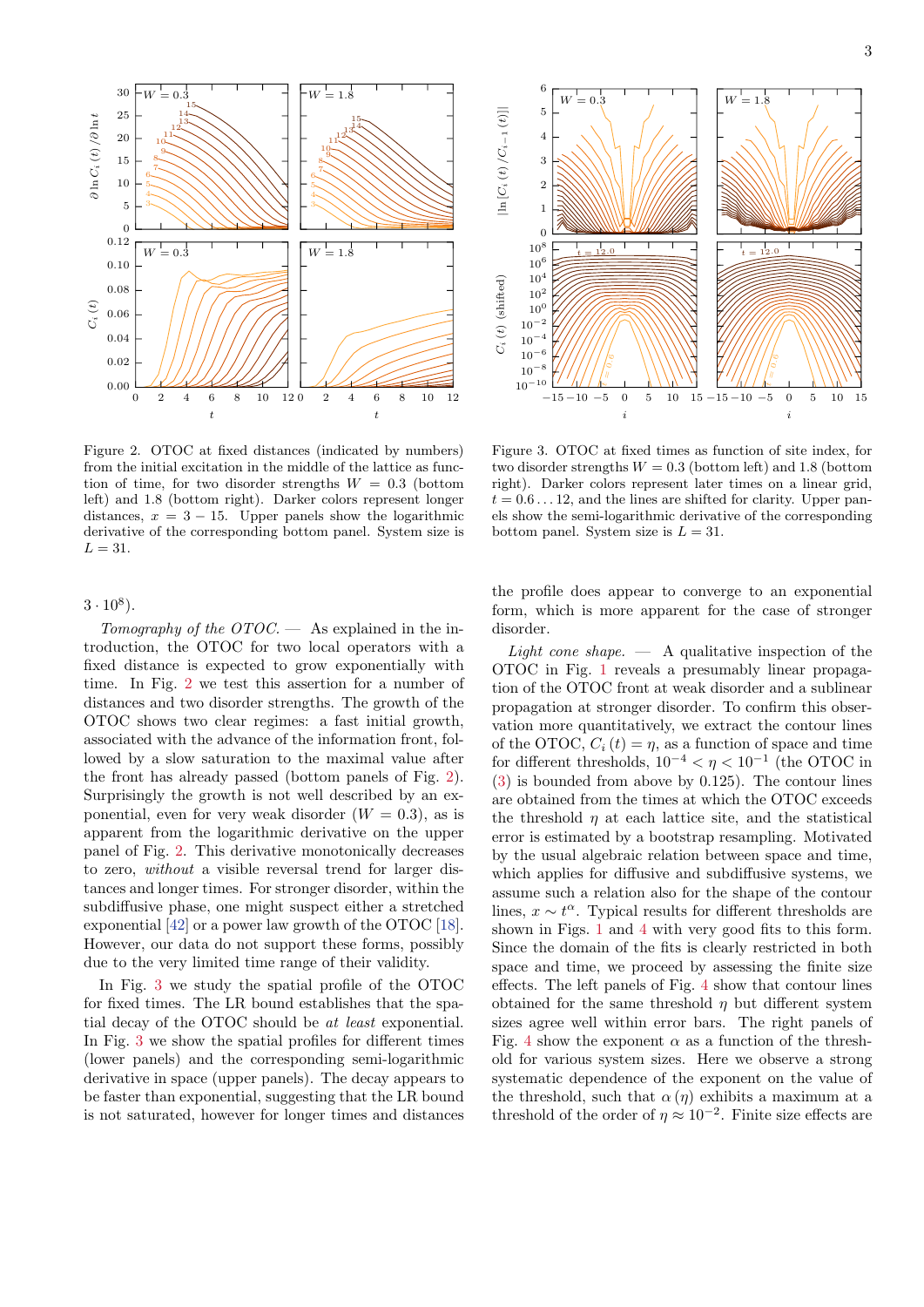Figure 2. OTOC at fixed distances (indicated by numbers) from the initial excitation in the middle of the lattice as function of time, for two disorder strengths $W = 0.3$ (bottom left) and 1.8 (bottom right). Darker colors represent longer distances, $x = 3 - 15$. Upper panels show the logarithmic derivative of the corresponding bottom panel. System size is $L = 31$.

Figure 3. OTOC at fixed times as function of site index, for two disorder strengths $W = 0.3$ (bottom left) and 1.8 (bottom right). Darker colors represent later times on a linear grid, $t = 0.6 \dots 12$, and the lines are shifted for clarity. Upper panels show the semi-logarithmic derivative of the corresponding bottom panel. System size is $L = 31$.

$3 \cdot 10^8$).

*Tomography of the OTOC.* — As explained in the introduction, the OTOC for two local operators with a fixed distance is expected to grow exponentially with time. In Fig. 2 we test this assertion for a number of distances and two disorder strengths. The growth of the OTOC shows two clear regimes: a fast initial growth, associated with the advance of the information front, followed by a slow saturation to the maximal value after the front has already passed (bottom panels of Fig. 2). Surprisingly the growth is not well described by an exponential, even for very weak disorder ($W = 0.3$), as is apparent from the logarithmic derivative on the upper panel of Fig. 2. This derivative monotonically decreases to zero, *without* a visible reversal trend for larger distances and longer times. For stronger disorder, within the subdiffusive phase, one might suspect either a stretched exponential [42] or a power law growth of the OTOC [18]. However, our data do not support these forms, possibly due to the very limited time range of their validity.

In Fig. 3 we study the spatial profile of the OTOC for fixed times. The LR bound establishes that the spatial decay of the OTOC should be *at least* exponential. In Fig. 3 we show the spatial profiles for different times (lower panels) and the corresponding semi-logarithmic derivative in space (upper panels). The decay appears to be faster than exponential, suggesting that the LR bound is not saturated, however for longer times and distances the profile does appear to converge to an exponential form, which is more apparent for the case of stronger disorder.

*Light cone shape.* — A qualitative inspection of the OTOC in Fig. 1 reveals a presumably linear propagation of the OTOC front at weak disorder and a sublinear propagation at stronger disorder. To confirm this observation more quantitatively, we extract the contour lines of the OTOC, $C_i(t) = \eta$, as a function of space and time for different thresholds, $10^{-4} < \eta < 10^{-1}$ (the OTOC in (3) is bounded from above by 0.125). The contour lines are obtained from the times at which the OTOC exceeds the threshold $\eta$ at each lattice site, and the statistical error is estimated by a bootstrap resampling. Motivated by the usual algebraic relation between space and time, which applies for diffusive and subdiffusive systems, we assume such a relation also for the shape of the contour lines, $x \sim t^{\alpha}$. Typical results for different thresholds are shown in Figs. 1 and 4 with very good fits to this form. Since the domain of the fits is clearly restricted in both space and time, we proceed by assessing the finite size effects. The left panels of Fig. 4 show that contour lines obtained for the same threshold $\eta$ but different system sizes agree well within error bars. The right panels of Fig. 4 show the exponent $\alpha$ as a function of the threshold for various system sizes. Here we observe a strong systematic dependence of the exponent on the value of the threshold, such that $\alpha(\eta)$ exhibits a maximum at a threshold of the order of $\eta \approx 10^{-2}$. Finite size effects are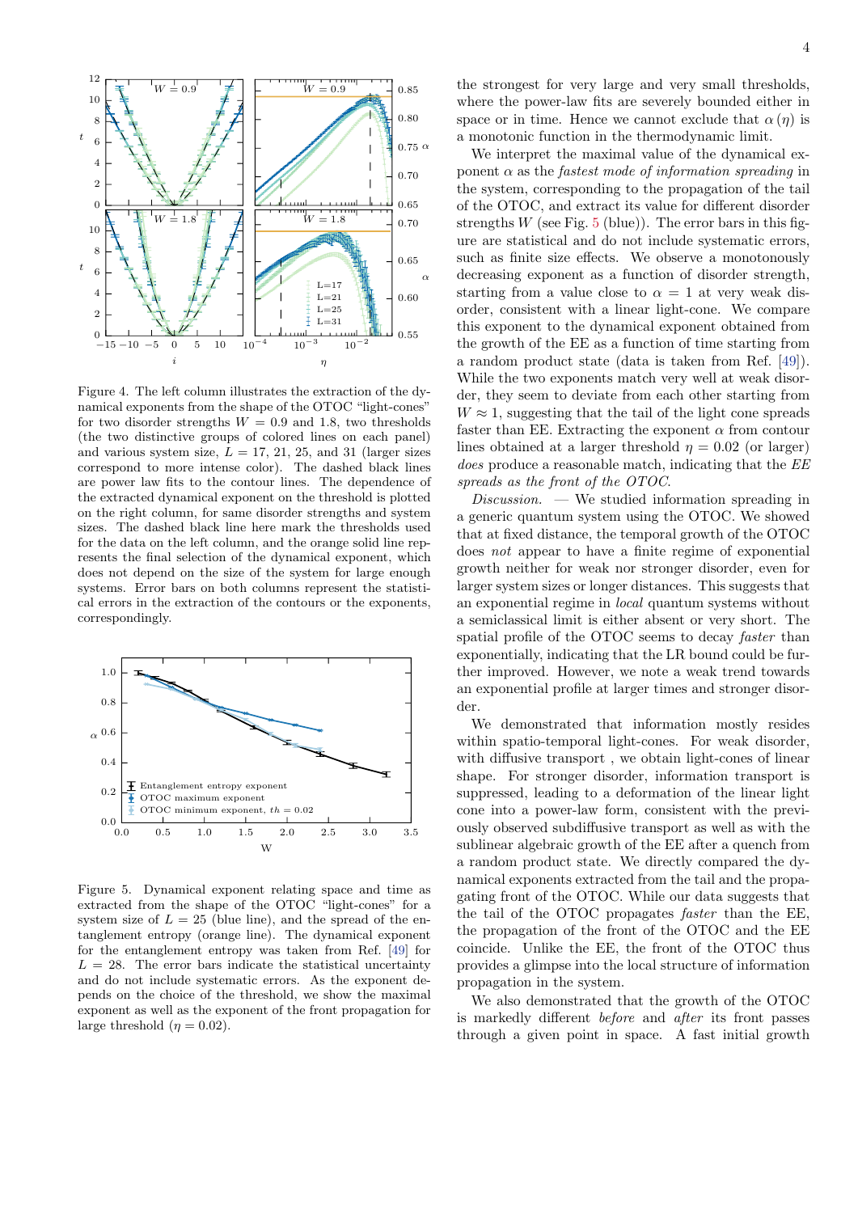12
10
8
t 6
4
2
0
$W = 0.9$

$W = 0.9$
0.85
0.80
0.75 $\alpha$
0.70
0.65

$W = 1.8$
10
8
t 6
4
2
0
−15 −10 −5 0 5 10
i

$W = 1.8$
0.70
0.65
$\alpha$
0.60
0.55
L=17
L=21
L=25
L=31
$10^{-4}$ $10^{-3}$ $10^{-2}$
$\eta$

Figure 4. The left column illustrates the extraction of the dynamical exponents from the shape of the OTOC "light-cones" for two disorder strengths $W = 0.9$ and $1.8$, two thresholds (the two distinctive groups of colored lines on each panel) and various system size, $L = 17$, 21, 25, and 31 (larger sizes correspond to more intense color). The dashed black lines are power law fits to the contour lines. The dependence of the extracted dynamical exponent on the threshold is plotted on the right column, for same disorder strengths and system sizes. The dashed black line here mark the thresholds used for the data on the left column, and the orange solid line represents the final selection of the dynamical exponent, which does not depend on the size of the system for large enough systems. Error bars on both columns represent the statistical errors in the extraction of the contours or the exponents, correspondingly.

1.0
0.8
$\alpha$ 0.6
0.4
0.2
0.0
0.0 0.5 1.0 1.5 2.0 2.5 3.0 3.5
W
Entanglement entropy exponent
OTOC maximum exponent
OTOC minimum exponent, $th = 0.02$

Figure 5. Dynamical exponent relating space and time as extracted from the shape of the OTOC "light-cones" for a system size of $L = 25$ (blue line), and the spread of the entanglement entropy (orange line). The dynamical exponent for the entanglement entropy was taken from Ref. [49] for $L = 28$. The error bars indicate the statistical uncertainty and do not include systematic errors. As the exponent depends on the choice of the threshold, we show the maximal exponent as well as the exponent of the front propagation for large threshold ($\eta = 0.02$).

the strongest for very large and very small thresholds, where the power-law fits are severely bounded either in space or in time. Hence we cannot exclude that $\alpha(\eta)$ is a monotonic function in the thermodynamic limit.

We interpret the maximal value of the dynamical exponent $\alpha$ as the *fastest mode of information spreading* in the system, corresponding to the propagation of the tail of the OTOC, and extract its value for different disorder strengths $W$ (see Fig. 5 (blue)). The error bars in this figure are statistical and do not include systematic errors, such as finite size effects. We observe a monotonously decreasing exponent as a function of disorder strength, starting from a value close to $\alpha = 1$ at very weak disorder, consistent with a linear light-cone. We compare this exponent to the dynamical exponent obtained from the growth of the EE as a function of time starting from a random product state (data is taken from Ref. [49]). While the two exponents match very well at weak disorder, they seem to deviate from each other starting from $W \approx 1$, suggesting that the tail of the light cone spreads faster than EE. Extracting the exponent $\alpha$ from contour lines obtained at a larger threshold $\eta = 0.02$ (or larger) *does* produce a reasonable match, indicating that the *EE spreads as the front of the OTOC.*

*Discussion.* — We studied information spreading in a generic quantum system using the OTOC. We showed that at fixed distance, the temporal growth of the OTOC does *not* appear to have a finite regime of exponential growth neither for weak nor stronger disorder, even for larger system sizes or longer distances. This suggests that an exponential regime in *local* quantum systems without a semiclassical limit is either absent or very short. The spatial profile of the OTOC seems to decay *faster* than exponentially, indicating that the LR bound could be further improved. However, we note a weak trend towards an exponential profile at larger times and stronger disorder.

We demonstrated that information mostly resides within spatio-temporal light-cones. For weak disorder, with diffusive transport , we obtain light-cones of linear shape. For stronger disorder, information transport is suppressed, leading to a deformation of the linear light cone into a power-law form, consistent with the previously observed subdiffusive transport as well as with the sublinear algebraic growth of the EE after a quench from a random product state. We directly compared the dynamical exponents extracted from the tail and the propagating front of the OTOC. While our data suggests that the tail of the OTOC propagates *faster* than the EE, the propagation of the front of the OTOC and the EE coincide. Unlike the EE, the front of the OTOC thus provides a glimpse into the local structure of information propagation in the system.

We also demonstrated that the growth of the OTOC is markedly different *before* and *after* its front passes through a given point in space. A fast initial growth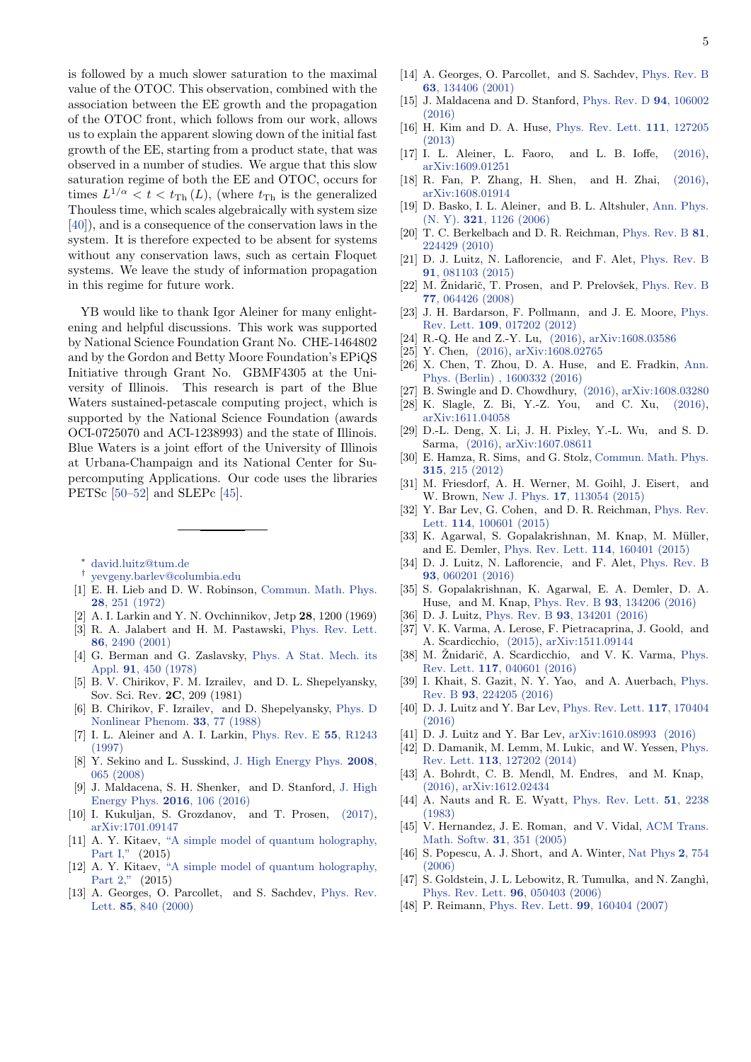is followed by a much slower saturation to the maximal value of the OTOC. This observation, combined with the association between the EE growth and the propagation of the OTOC front, which follows from our work, allows us to explain the apparent slowing down of the initial fast growth of the EE, starting from a product state, that was observed in a number of studies. We argue that this slow saturation regime of both the EE and OTOC, occurs for times $L^{1/\alpha} < t < t_{\mathrm{Th}}(L)$, (where $t_{\mathrm{Th}}$ is the generalized Thouless time, which scales algebraically with system size [40]), and is a consequence of the conservation laws in the system. It is therefore expected to be absent for systems without any conservation laws, such as certain Floquet systems. We leave the study of information propagation in this regime for future work.

YB would like to thank Igor Aleiner for many enlightening and helpful discussions. This work was supported by National Science Foundation Grant No. CHE-1464802 and by the Gordon and Betty Moore Foundation's EPiQS Initiative through Grant No. GBMF4305 at the University of Illinois. This research is part of the Blue Waters sustained-petascale computing project, which is supported by the National Science Foundation (awards OCI-0725070 and ACI-1238993) and the state of Illinois. Blue Waters is a joint effort of the University of Illinois at Urbana-Champaign and its National Center for Supercomputing Applications. Our code uses the libraries PETSc [50–52] and SLEPc [45].

---

\* david.luitz@tum.de

† yevgeny.barlev@columbia.edu

- [1] E. H. Lieb and D. W. Robinson, Commun. Math. Phys. **28**, 251 (1972)
- [2] A. I. Larkin and Y. N. Ovchinnikov, Jetp **28**, 1200 (1969)
- [3] R. A. Jalabert and H. M. Pastawski, Phys. Rev. Lett. **86**, 2490 (2001)
- [4] G. Berman and G. Zaslavsky, Phys. A Stat. Mech. its Appl. **91**, 450 (1978)
- [5] B. V. Chirikov, F. M. Izrailev, and D. L. Shepelyansky, Sov. Sci. Rev. **2C**, 209 (1981)
- [6] B. Chirikov, F. Izrailev, and D. Shepelyansky, Phys. D Nonlinear Phenom. **33**, 77 (1988)
- [7] I. L. Aleiner and A. I. Larkin, Phys. Rev. E **55**, R1243 (1997)
- [8] Y. Sekino and L. Susskind, J. High Energy Phys. **2008**, 065 (2008)
- [9] J. Maldacena, S. H. Shenker, and D. Stanford, J. High Energy Phys. **2016**, 106 (2016)
- [10] I. Kukuljan, S. Grozdanov, and T. Prosen, (2017), arXiv:1701.09147
- [11] A. Y. Kitaev, "A simple model of quantum holography, Part I," (2015)
- [12] A. Y. Kitaev, "A simple model of quantum holography, Part 2," (2015)
- [13] A. Georges, O. Parcollet, and S. Sachdev, Phys. Rev. Lett. **85**, 840 (2000)
- [14] A. Georges, O. Parcollet, and S. Sachdev, Phys. Rev. B **63**, 134406 (2001)
- [15] J. Maldacena and D. Stanford, Phys. Rev. D **94**, 106002 (2016)
- [16] H. Kim and D. A. Huse, Phys. Rev. Lett. **111**, 127205 (2013)
- [17] I. L. Aleiner, L. Faoro, and L. B. Ioffe, (2016), arXiv:1609.01251
- [18] R. Fan, P. Zhang, H. Shen, and H. Zhai, (2016), arXiv:1608.01914
- [19] D. Basko, I. L. Aleiner, and B. L. Altshuler, Ann. Phys. (N. Y). **321**, 1126 (2006)
- [20] T. C. Berkelbach and D. R. Reichman, Phys. Rev. B **81**, 224429 (2010)
- [21] D. J. Luitz, N. Laflorencie, and F. Alet, Phys. Rev. B **91**, 081103 (2015)
- [22] M. Žnidarič, T. Prosen, and P. Prelovšek, Phys. Rev. B **77**, 064426 (2008)
- [23] J. H. Bardarson, F. Pollmann, and J. E. Moore, Phys. Rev. Lett. **109**, 017202 (2012)
- [24] R.-Q. He and Z.-Y. Lu, (2016), arXiv:1608.03586
- [25] Y. Chen, (2016), arXiv:1608.02765
- [26] X. Chen, T. Zhou, D. A. Huse, and E. Fradkin, Ann. Phys. (Berlin) , 1600332 (2016)
- [27] B. Swingle and D. Chowdhury, (2016), arXiv:1608.03280
- [28] K. Slagle, Z. Bi, Y.-Z. You, and C. Xu, (2016), arXiv:1611.04058
- [29] D.-L. Deng, X. Li, J. H. Pixley, Y.-L. Wu, and S. D. Sarma, (2016), arXiv:1607.08611
- [30] E. Hamza, R. Sims, and G. Stolz, Commun. Math. Phys. **315**, 215 (2012)
- [31] M. Friesdorf, A. H. Werner, M. Goihl, J. Eisert, and W. Brown, New J. Phys. **17**, 113054 (2015)
- [32] Y. Bar Lev, G. Cohen, and D. R. Reichman, Phys. Rev. Lett. **114**, 100601 (2015)
- [33] K. Agarwal, S. Gopalakrishnan, M. Knap, M. Müller, and E. Demler, Phys. Rev. Lett. **114**, 160401 (2015)
- [34] D. J. Luitz, N. Laflorencie, and F. Alet, Phys. Rev. B **93**, 060201 (2016)
- [35] S. Gopalakrishnan, K. Agarwal, E. A. Demler, D. A. Huse, and M. Knap, Phys. Rev. B **93**, 134206 (2016)
- [36] D. J. Luitz, Phys. Rev. B **93**, 134201 (2016)
- [37] V. K. Varma, A. Lerose, F. Pietracaprina, J. Goold, and A. Scardicchio, (2015), arXiv:1511.09144
- [38] M. Žnidarič, A. Scardicchio, and V. K. Varma, Phys. Rev. Lett. **117**, 040601 (2016)
- [39] I. Khait, S. Gazit, N. Y. Yao, and A. Auerbach, Phys. Rev. B **93**, 224205 (2016)
- [40] D. J. Luitz and Y. Bar Lev, Phys. Rev. Lett. **117**, 170404 (2016)
- [41] D. J. Luitz and Y. Bar Lev, arXiv:1610.08993 (2016)
- [42] D. Damanik, M. Lemm, M. Lukic, and W. Yessen, Phys. Rev. Lett. **113**, 127202 (2014)
- [43] A. Bohrdt, C. B. Mendl, M. Endres, and M. Knap, (2016), arXiv:1612.02434
- [44] A. Nauts and R. E. Wyatt, Phys. Rev. Lett. **51**, 2238 (1983)
- [45] V. Hernandez, J. E. Roman, and V. Vidal, ACM Trans. Math. Softw. **31**, 351 (2005)
- [46] S. Popescu, A. J. Short, and A. Winter, Nat Phys **2**, 754 (2006)
- [47] S. Goldstein, J. L. Lebowitz, R. Tumulka, and N. Zanghì, Phys. Rev. Lett. **96**, 050403 (2006)
- [48] P. Reimann, Phys. Rev. Lett. **99**, 160404 (2007)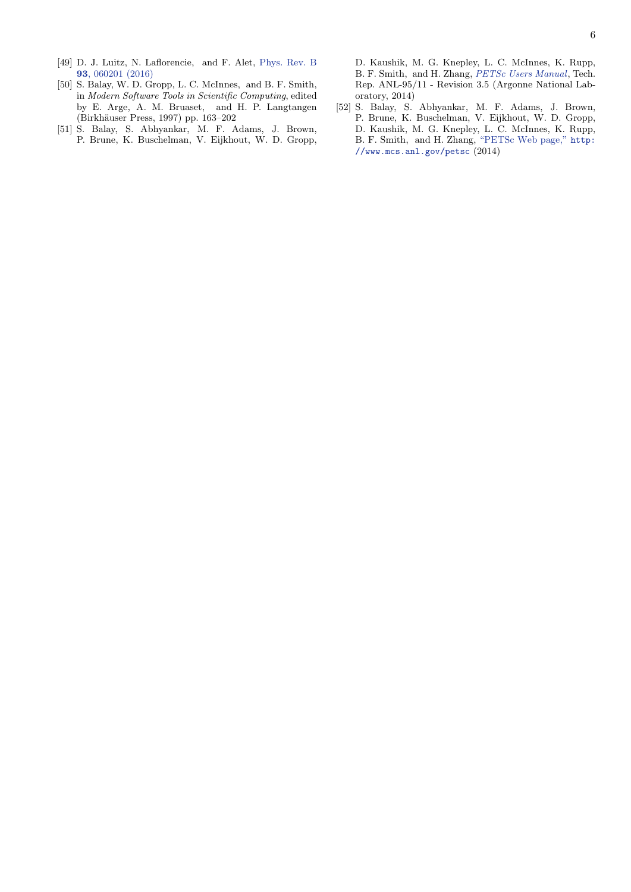[49] D. J. Luitz, N. Laflorencie, and F. Alet, Phys. Rev. B **93**, 060201 (2016)

[50] S. Balay, W. D. Gropp, L. C. McInnes, and B. F. Smith, in *Modern Software Tools in Scientific Computing*, edited by E. Arge, A. M. Bruaset, and H. P. Langtangen (Birkhäuser Press, 1997) pp. 163–202

[51] S. Balay, S. Abhyankar, M. F. Adams, J. Brown, P. Brune, K. Buschelman, V. Eijkhout, W. D. Gropp, D. Kaushik, M. G. Knepley, L. C. McInnes, K. Rupp, B. F. Smith, and H. Zhang, *PETSc Users Manual*, Tech. Rep. ANL-95/11 - Revision 3.5 (Argonne National Laboratory, 2014)

[52] S. Balay, S. Abhyankar, M. F. Adams, J. Brown, P. Brune, K. Buschelman, V. Eijkhout, W. D. Gropp, D. Kaushik, M. G. Knepley, L. C. McInnes, K. Rupp, B. F. Smith, and H. Zhang, "PETSc Web page," `http://www.mcs.anl.gov/petsc` (2014)